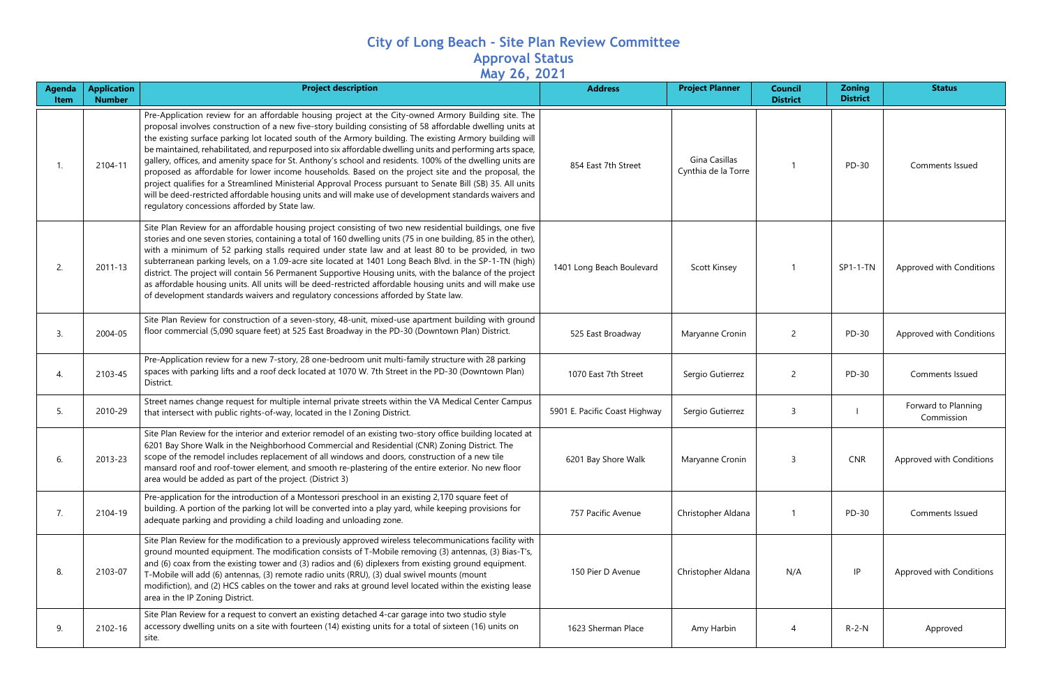# City of Long Beach - Site Plan Review Committee
## Approval Status
## May 26, 2021

| Agenda Item | Application Number | Project description | Address | Project Planner | Council District | Zoning District | Status |
|---|---|---|---|---|---|---|---|
| 1. | 2104-11 | Pre-Application review for an affordable housing project at the City-owned Armory Building site. The proposal involves construction of a new five-story building consisting of 58 affordable dwelling units at the existing surface parking lot located south of the Armory building. The existing Armory building will be maintained, rehabilitated, and repurposed into six affordable dwelling units and performing arts space, gallery, offices, and amenity space for St. Anthony's school and residents. 100% of the dwelling units are proposed as affordable for lower income households. Based on the project site and the proposal, the project qualifies for a Streamlined Ministerial Approval Process pursuant to Senate Bill (SB) 35. All units will be deed-restricted affordable housing units and will make use of development standards waivers and regulatory concessions afforded by State law. | 854 East 7th Street | Gina Casillas Cynthia de la Torre | 1 | PD-30 | Comments Issued |
| 2. | 2011-13 | Site Plan Review for an affordable housing project consisting of two new residential buildings, one five stories and one seven stories, containing a total of 160 dwelling units (75 in one building, 85 in the other), with a minimum of 52 parking stalls required under state law and at least 80 to be provided, in two subterranean parking levels, on a 1.09-acre site located at 1401 Long Beach Blvd. in the SP-1-TN (high) district. The project will contain 56 Permanent Supportive Housing units, with the balance of the project as affordable housing units. All units will be deed-restricted affordable housing units and will make use of development standards waivers and regulatory concessions afforded by State law. | 1401 Long Beach Boulevard | Scott Kinsey | 1 | SP1-1-TN | Approved with Conditions |
| 3. | 2004-05 | Site Plan Review for construction of a seven-story, 48-unit, mixed-use apartment building with ground floor commercial (5,090 square feet) at 525 East Broadway in the PD-30 (Downtown Plan) District. | 525 East Broadway | Maryanne Cronin | 2 | PD-30 | Approved with Conditions |
| 4. | 2103-45 | Pre-Application review for a new 7-story, 28 one-bedroom unit multi-family structure with 28 parking spaces with parking lifts and a roof deck located at 1070 W. 7th Street in the PD-30 (Downtown Plan) District. | 1070 East 7th Street | Sergio Gutierrez | 2 | PD-30 | Comments Issued |
| 5. | 2010-29 | Street names change request for multiple internal private streets within the VA Medical Center Campus that intersect with public rights-of-way, located in the I Zoning District. | 5901 E. Pacific Coast Highway | Sergio Gutierrez | 3 | I | Forward to Planning Commission |
| 6. | 2013-23 | Site Plan Review for the interior and exterior remodel of an existing two-story office building located at 6201 Bay Shore Walk in the Neighborhood Commercial and Residential (CNR) Zoning District. The scope of the remodel includes replacement of all windows and doors, construction of a new tile mansard roof and roof-tower element, and smooth re-plastering of the entire exterior. No new floor area would be added as part of the project. (District 3) | 6201 Bay Shore Walk | Maryanne Cronin | 3 | CNR | Approved with Conditions |
| 7. | 2104-19 | Pre-application for the introduction of a Montessori preschool in an existing 2,170 square feet of building. A portion of the parking lot will be converted into a play yard, while keeping provisions for adequate parking and providing a child loading and unloading zone. | 757 Pacific Avenue | Christopher Aldana | 1 | PD-30 | Comments Issued |
| 8. | 2103-07 | Site Plan Review for the modification to a previously approved wireless telecommunications facility with ground mounted equipment. The modification consists of T-Mobile removing (3) antennas, (3) Bias-T's, and (6) coax from the existing tower and (3) radios and (6) diplexers from existing ground equipment. T-Mobile will add (6) antennas, (3) remote radio units (RRU), (3) dual swivel mounts (mount modifiction), and (2) HCS cables on the tower and raks at ground level located within the existing lease area in the IP Zoning District. | 150 Pier D Avenue | Christopher Aldana | N/A | IP | Approved with Conditions |
| 9. | 2102-16 | Site Plan Review for a request to convert an existing detached 4-car garage into two studio style accessory dwelling units on a site with fourteen (14) existing units for a total of sixteen (16) units on site. | 1623 Sherman Place | Amy Harbin | 4 | R-2-N | Approved |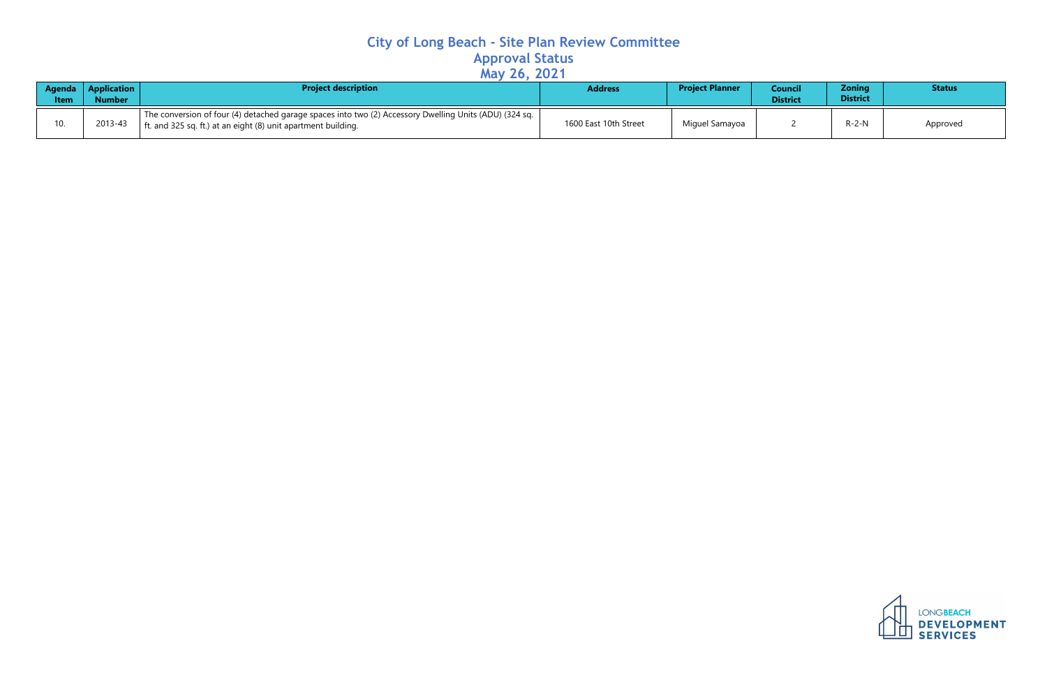# City of Long Beach - Site Plan Review Committee
## Approval Status
## May 26, 2021

| Agenda Item | Application Number | Project description | Address | Project Planner | Council District | Zoning District | Status |
|---|---|---|---|---|---|---|---|
| 10. | 2013-43 | The conversion of four (4) detached garage spaces into two (2) Accessory Dwelling Units (ADU) (324 sq. ft. and 325 sq. ft.) at an eight (8) unit apartment building. | 1600 East 10th Street | Miguel Samayoa | 2 | R-2-N | Approved |

LONGBEACH DEVELOPMENT SERVICES